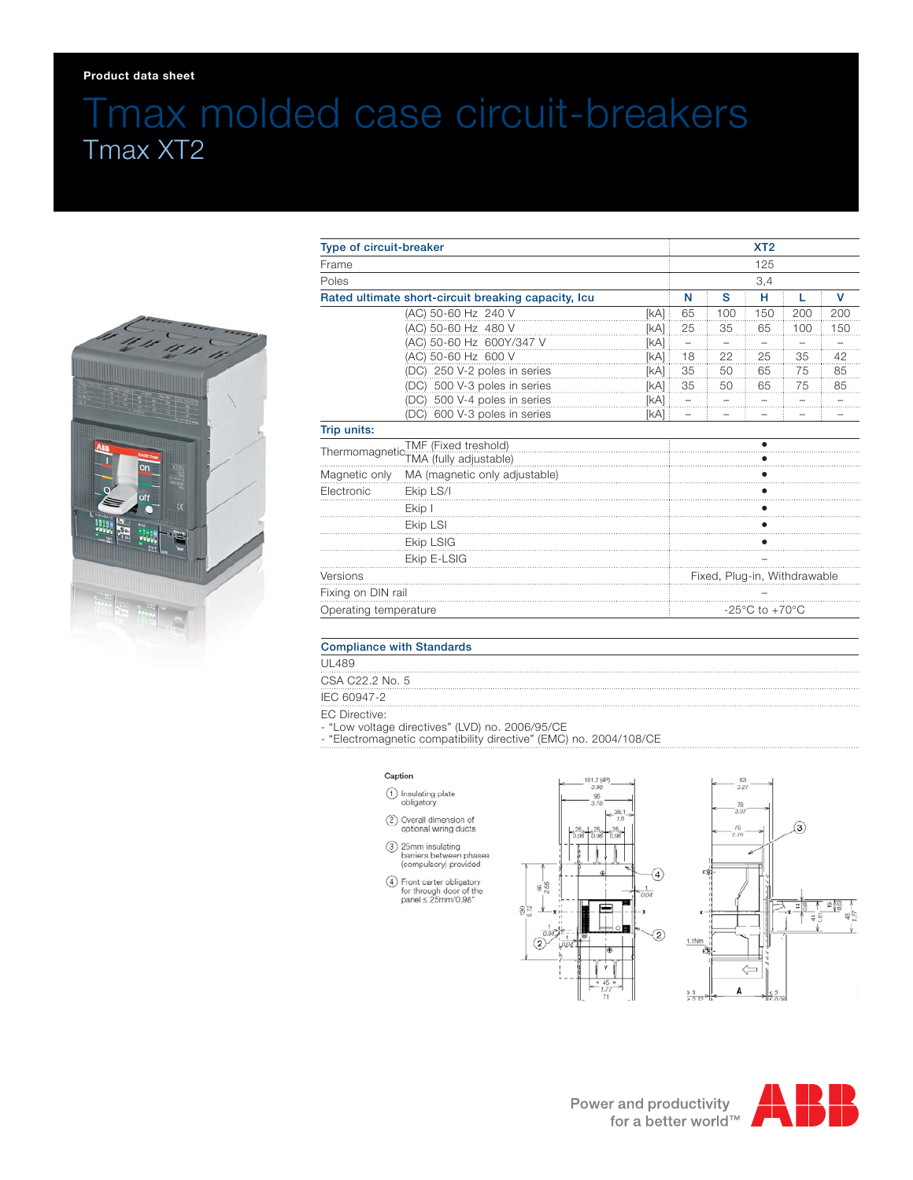Product data sheet

# Tmax molded case circuit-breakers

## Tmax XT2

| Type of circuit-breaker | | | XT2 | | | | |
|---|---|---|---|---|---|---|---|
| Frame | | | 125 | | | | |
| Poles | | | 3,4 | | | | |
| **Rated ultimate short-circuit breaking capacity, Icu** | | | N | S | H | L | V |
| | (AC) 50-60 Hz 240 V | [kA] | 65 | 100 | 150 | 200 | 200 |
| | (AC) 50-60 Hz 480 V | [kA] | 25 | 35 | 65 | 100 | 150 |
| | (AC) 50-60 Hz 600Y/347 V | [kA] | – | – | – | – | – |
| | (AC) 50-60 Hz 600 V | [kA] | 18 | 22 | 25 | 35 | 42 |
| | (DC) 250 V-2 poles in series | [kA] | 35 | 50 | 65 | 75 | 85 |
| | (DC) 500 V-3 poles in series | [kA] | 35 | 50 | 65 | 75 | 85 |
| | (DC) 500 V-4 poles in series | [kA] | – | – | – | – | – |
| | (DC) 600 V-3 poles in series | [kA] | – | – | – | – | – |
| **Trip units:** | | | | | | | |
| Thermomagnetic | TMF (Fixed treshold) | | • | | | | |
| | TMA (fully adjustable) | | • | | | | |
| Magnetic only | MA (magnetic only adjustable) | | • | | | | |
| Electronic | Ekip LS/I | | • | | | | |
| | Ekip I | | • | | | | |
| | Ekip LSI | | • | | | | |
| | Ekip LSIG | | • | | | | |
| | Ekip E-LSIG | | – | | | | |
| Versions | | | Fixed, Plug-in, Withdrawable | | | | |
| Fixing on DIN rail | | | – | | | | |
| Operating temperature | | | -25°C to +70°C | | | | |

**Compliance with Standards**

- UL489
- CSA C22.2 No. 5
- IEC 60947-2
- EC Directive:
  - "Low voltage directives" (LVD) no. 2006/95/CE
  - "Electromagnetic compatibility directive" (EMC) no. 2004/108/CE

**Caption**

1. Insulating plate obligatory
2. Overall dimension of optional wiring ducts
3. 25mm insulating barriers between phases (compulsory) provided
4. Front carter obligatory for through door of the panel ≤ 25mm/0,98"

Power and productivity for a better world™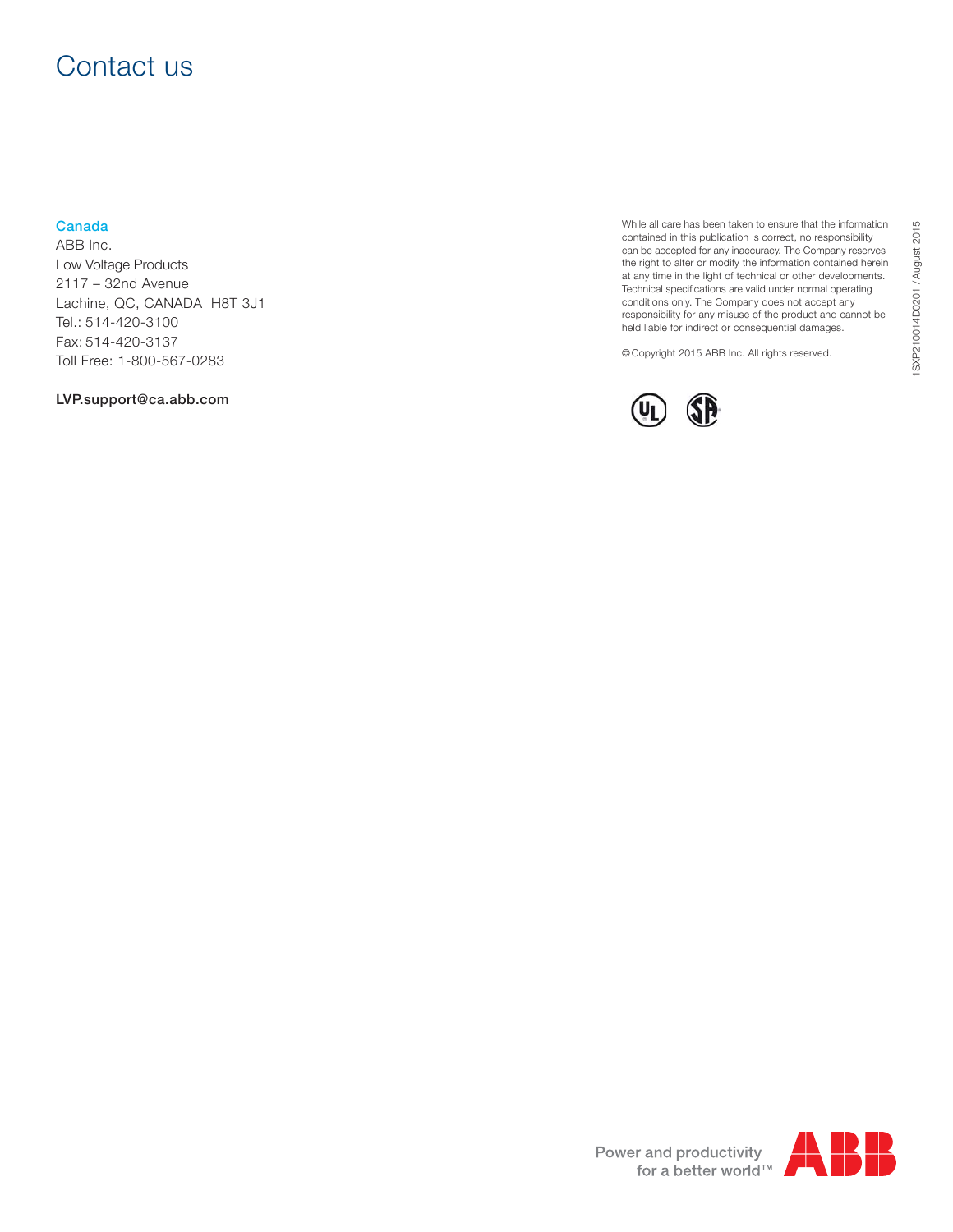# Contact us

**Canada**
ABB Inc.
Low Voltage Products
2117 – 32nd Avenue
Lachine, QC, CANADA  H8T 3J1
Tel.: 514-420-3100
Fax: 514-420-3137
Toll Free: 1-800-567-0283

**LVP.support@ca.abb.com**

While all care has been taken to ensure that the information contained in this publication is correct, no responsibility can be accepted for any inaccuracy. The Company reserves the right to alter or modify the information contained herein at any time in the light of technical or other developments. Technical specifications are valid under normal operating conditions only. The Company does not accept any responsibility for any misuse of the product and cannot be held liable for indirect or consequential damages.

© Copyright 2015 ABB Inc. All rights reserved.

1SXP210014D0201 / August 2015

Power and productivity
for a better world™